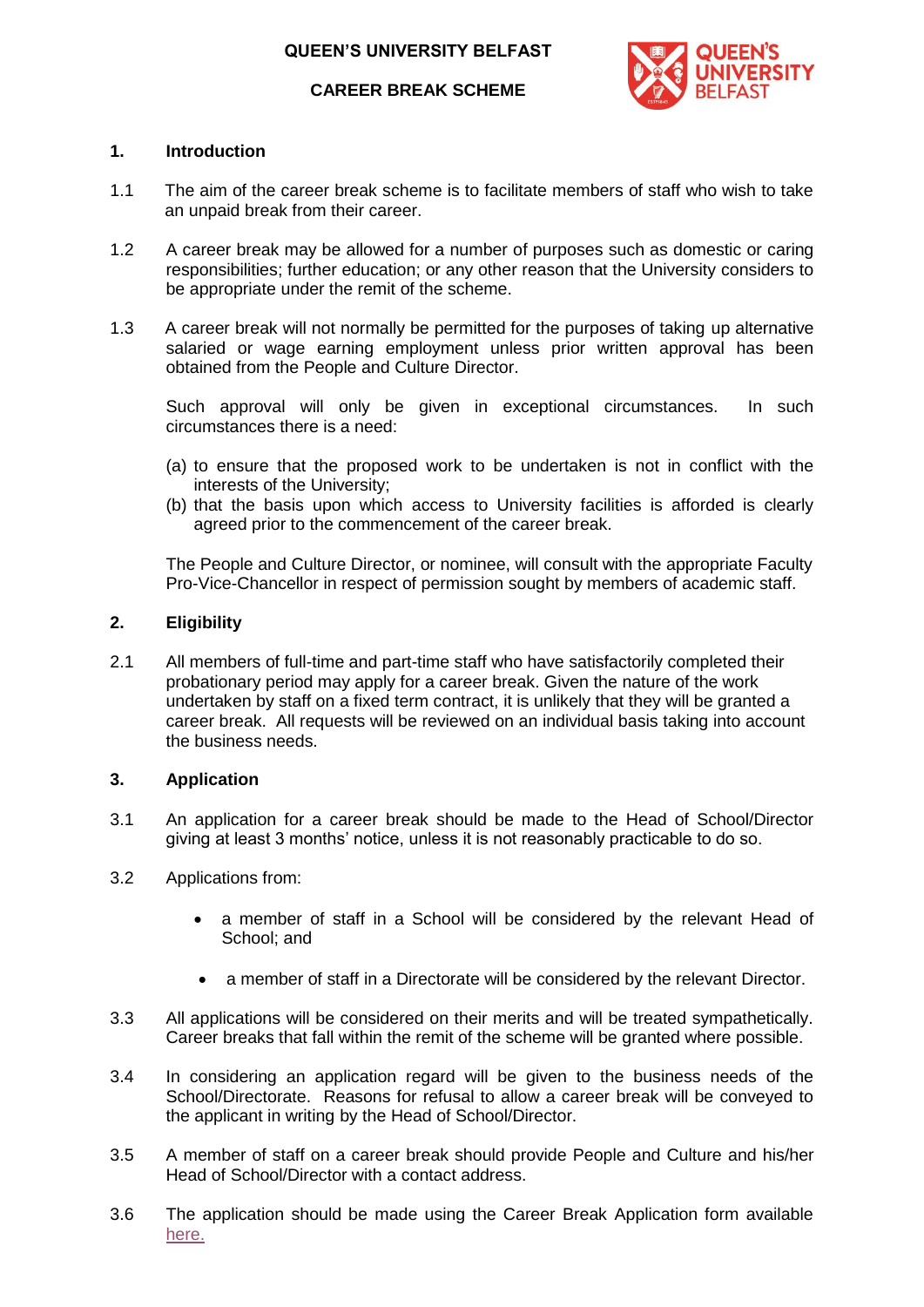# QUEEN'S UNIVERSITY BELFAST

## CAREER BREAK SCHEME

### 1. Introduction

1.1 The aim of the career break scheme is to facilitate members of staff who wish to take an unpaid break from their career.

1.2 A career break may be allowed for a number of purposes such as domestic or caring responsibilities; further education; or any other reason that the University considers to be appropriate under the remit of the scheme.

1.3 A career break will not normally be permitted for the purposes of taking up alternative salaried or wage earning employment unless prior written approval has been obtained from the People and Culture Director.

Such approval will only be given in exceptional circumstances. In such circumstances there is a need:

(a) to ensure that the proposed work to be undertaken is not in conflict with the interests of the University;
(b) that the basis upon which access to University facilities is afforded is clearly agreed prior to the commencement of the career break.

The People and Culture Director, or nominee, will consult with the appropriate Faculty Pro-Vice-Chancellor in respect of permission sought by members of academic staff.

### 2. Eligibility

2.1 All members of full-time and part-time staff who have satisfactorily completed their probationary period may apply for a career break. Given the nature of the work undertaken by staff on a fixed term contract, it is unlikely that they will be granted a career break. All requests will be reviewed on an individual basis taking into account the business needs.

### 3. Application

3.1 An application for a career break should be made to the Head of School/Director giving at least 3 months' notice, unless it is not reasonably practicable to do so.

3.2 Applications from:

- a member of staff in a School will be considered by the relevant Head of School; and
- a member of staff in a Directorate will be considered by the relevant Director.

3.3 All applications will be considered on their merits and will be treated sympathetically. Career breaks that fall within the remit of the scheme will be granted where possible.

3.4 In considering an application regard will be given to the business needs of the School/Directorate. Reasons for refusal to allow a career break will be conveyed to the applicant in writing by the Head of School/Director.

3.5 A member of staff on a career break should provide People and Culture and his/her Head of School/Director with a contact address.

3.6 The application should be made using the Career Break Application form available here.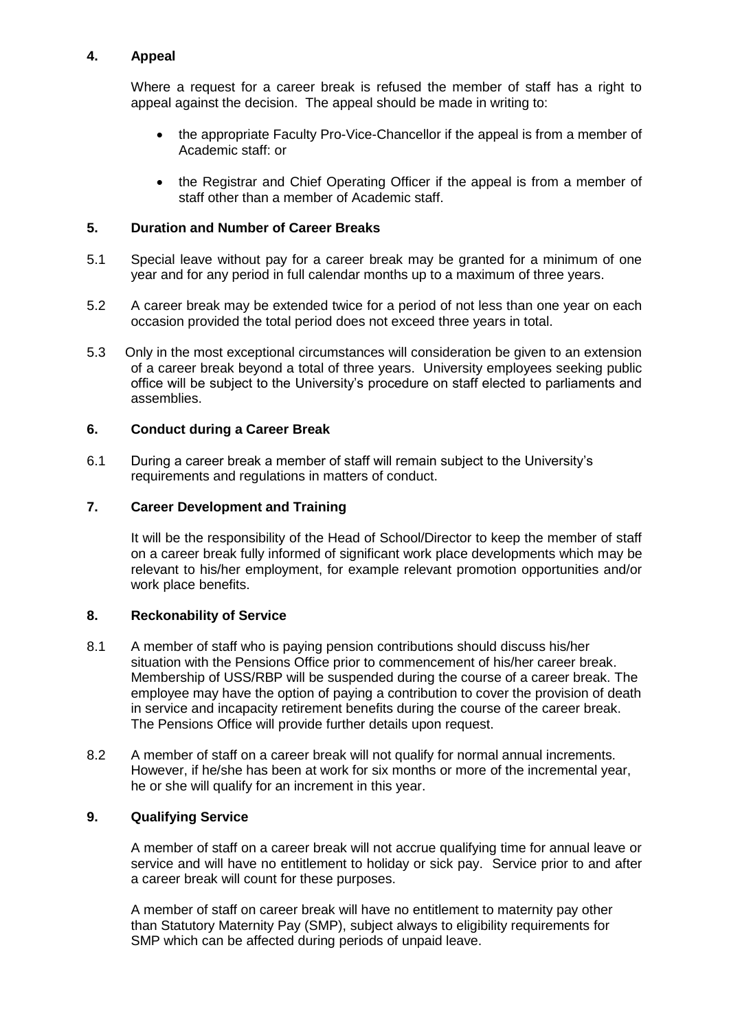## 4. Appeal

Where a request for a career break is refused the member of staff has a right to appeal against the decision. The appeal should be made in writing to:

- the appropriate Faculty Pro-Vice-Chancellor if the appeal is from a member of Academic staff: or
- the Registrar and Chief Operating Officer if the appeal is from a member of staff other than a member of Academic staff.

## 5. Duration and Number of Career Breaks

5.1 Special leave without pay for a career break may be granted for a minimum of one year and for any period in full calendar months up to a maximum of three years.

5.2 A career break may be extended twice for a period of not less than one year on each occasion provided the total period does not exceed three years in total.

5.3 Only in the most exceptional circumstances will consideration be given to an extension of a career break beyond a total of three years. University employees seeking public office will be subject to the University's procedure on staff elected to parliaments and assemblies.

## 6. Conduct during a Career Break

6.1 During a career break a member of staff will remain subject to the University's requirements and regulations in matters of conduct.

## 7. Career Development and Training

It will be the responsibility of the Head of School/Director to keep the member of staff on a career break fully informed of significant work place developments which may be relevant to his/her employment, for example relevant promotion opportunities and/or work place benefits.

## 8. Reckonability of Service

8.1 A member of staff who is paying pension contributions should discuss his/her situation with the Pensions Office prior to commencement of his/her career break. Membership of USS/RBP will be suspended during the course of a career break. The employee may have the option of paying a contribution to cover the provision of death in service and incapacity retirement benefits during the course of the career break. The Pensions Office will provide further details upon request.

8.2 A member of staff on a career break will not qualify for normal annual increments. However, if he/she has been at work for six months or more of the incremental year, he or she will qualify for an increment in this year.

## 9. Qualifying Service

A member of staff on a career break will not accrue qualifying time for annual leave or service and will have no entitlement to holiday or sick pay. Service prior to and after a career break will count for these purposes.

A member of staff on career break will have no entitlement to maternity pay other than Statutory Maternity Pay (SMP), subject always to eligibility requirements for SMP which can be affected during periods of unpaid leave.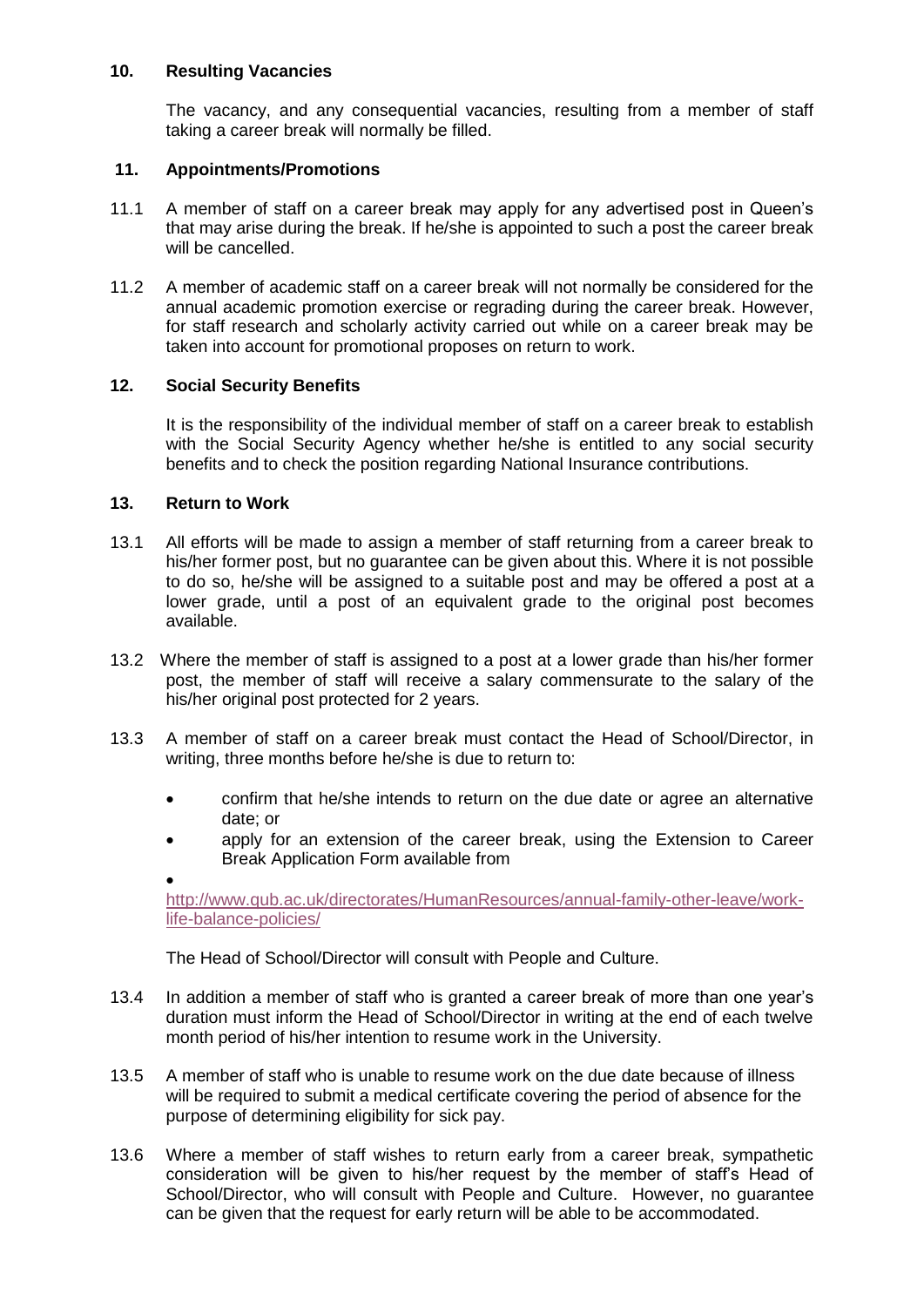## 10. Resulting Vacancies

The vacancy, and any consequential vacancies, resulting from a member of staff taking a career break will normally be filled.

## 11. Appointments/Promotions

11.1 A member of staff on a career break may apply for any advertised post in Queen's that may arise during the break. If he/she is appointed to such a post the career break will be cancelled.

11.2 A member of academic staff on a career break will not normally be considered for the annual academic promotion exercise or regrading during the career break. However, for staff research and scholarly activity carried out while on a career break may be taken into account for promotional proposes on return to work.

## 12. Social Security Benefits

It is the responsibility of the individual member of staff on a career break to establish with the Social Security Agency whether he/she is entitled to any social security benefits and to check the position regarding National Insurance contributions.

## 13. Return to Work

13.1 All efforts will be made to assign a member of staff returning from a career break to his/her former post, but no guarantee can be given about this. Where it is not possible to do so, he/she will be assigned to a suitable post and may be offered a post at a lower grade, until a post of an equivalent grade to the original post becomes available.

13.2 Where the member of staff is assigned to a post at a lower grade than his/her former post, the member of staff will receive a salary commensurate to the salary of the his/her original post protected for 2 years.

13.3 A member of staff on a career break must contact the Head of School/Director, in writing, three months before he/she is due to return to:

- confirm that he/she intends to return on the due date or agree an alternative date; or
- apply for an extension of the career break, using the Extension to Career Break Application Form available from
- 

http://www.qub.ac.uk/directorates/HumanResources/annual-family-other-leave/work-life-balance-policies/

The Head of School/Director will consult with People and Culture.

13.4 In addition a member of staff who is granted a career break of more than one year's duration must inform the Head of School/Director in writing at the end of each twelve month period of his/her intention to resume work in the University.

13.5 A member of staff who is unable to resume work on the due date because of illness will be required to submit a medical certificate covering the period of absence for the purpose of determining eligibility for sick pay.

13.6 Where a member of staff wishes to return early from a career break, sympathetic consideration will be given to his/her request by the member of staff's Head of School/Director, who will consult with People and Culture. However, no guarantee can be given that the request for early return will be able to be accommodated.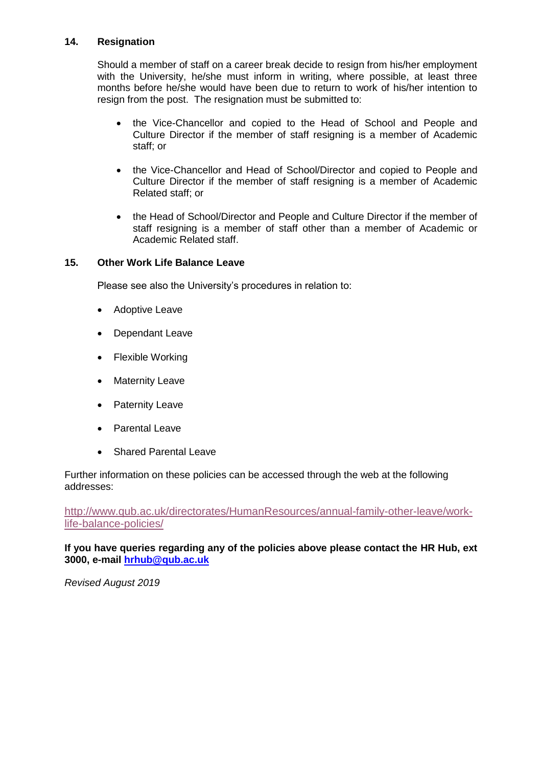## 14. Resignation

Should a member of staff on a career break decide to resign from his/her employment with the University, he/she must inform in writing, where possible, at least three months before he/she would have been due to return to work of his/her intention to resign from the post. The resignation must be submitted to:

- the Vice-Chancellor and copied to the Head of School and People and Culture Director if the member of staff resigning is a member of Academic staff; or
- the Vice-Chancellor and Head of School/Director and copied to People and Culture Director if the member of staff resigning is a member of Academic Related staff; or
- the Head of School/Director and People and Culture Director if the member of staff resigning is a member of staff other than a member of Academic or Academic Related staff.

## 15. Other Work Life Balance Leave

Please see also the University's procedures in relation to:

- Adoptive Leave
- Dependant Leave
- Flexible Working
- Maternity Leave
- Paternity Leave
- Parental Leave
- Shared Parental Leave

Further information on these policies can be accessed through the web at the following addresses:

[http://www.qub.ac.uk/directorates/HumanResources/annual-family-other-leave/work-life-balance-policies/](http://www.qub.ac.uk/directorates/HumanResources/annual-family-other-leave/work-life-balance-policies/)

**If you have queries regarding any of the policies above please contact the HR Hub, ext 3000, e-mail [hrhub@qub.ac.uk](mailto:hrhub@qub.ac.uk)**

*Revised August 2019*